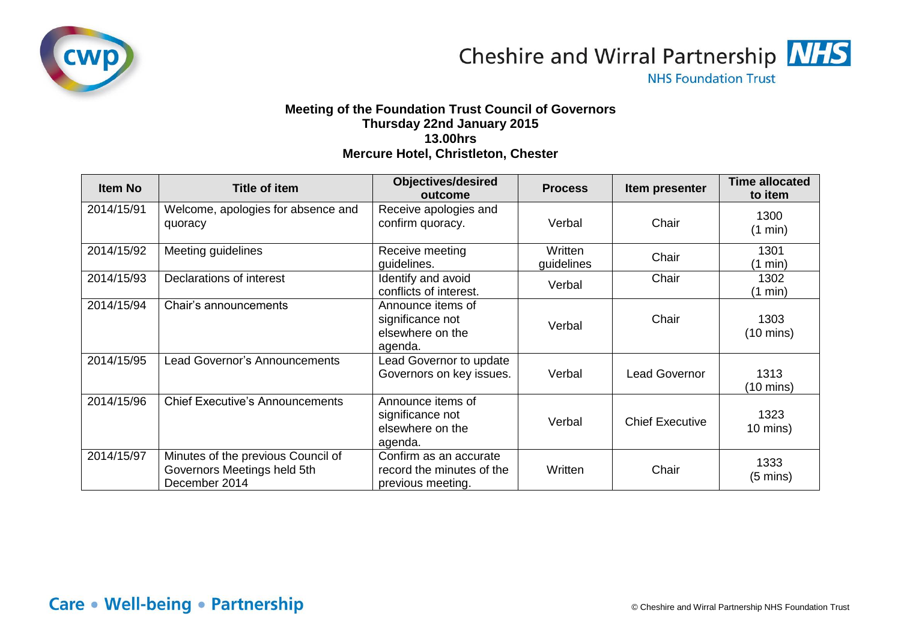Cheshire and Wirral Partnership NHS Foundation Trust

**Meeting of the Foundation Trust Council of Governors**
**Thursday 22nd January 2015**
**13.00hrs**
**Mercure Hotel, Christleton, Chester**

| Item No | Title of item | Objectives/desired outcome | Process | Item presenter | Time allocated to item |
|---|---|---|---|---|---|
| 2014/15/91 | Welcome, apologies for absence and quoracy | Receive apologies and confirm quoracy. | Verbal | Chair | 1300 (1 min) |
| 2014/15/92 | Meeting guidelines | Receive meeting guidelines. | Written guidelines | Chair | 1301 (1 min) |
| 2014/15/93 | Declarations of interest | Identify and avoid conflicts of interest. | Verbal | Chair | 1302 (1 min) |
| 2014/15/94 | Chair's announcements | Announce items of significance not elsewhere on the agenda. | Verbal | Chair | 1303 (10 mins) |
| 2014/15/95 | Lead Governor's Announcements | Lead Governor to update Governors on key issues. | Verbal | Lead Governor | 1313 (10 mins) |
| 2014/15/96 | Chief Executive's Announcements | Announce items of significance not elsewhere on the agenda. | Verbal | Chief Executive | 1323 10 mins) |
| 2014/15/97 | Minutes of the previous Council of Governors Meetings held 5th December 2014 | Confirm as an accurate record the minutes of the previous meeting. | Written | Chair | 1333 (5 mins) |

Care • Well-being • Partnership

© Cheshire and Wirral Partnership NHS Foundation Trust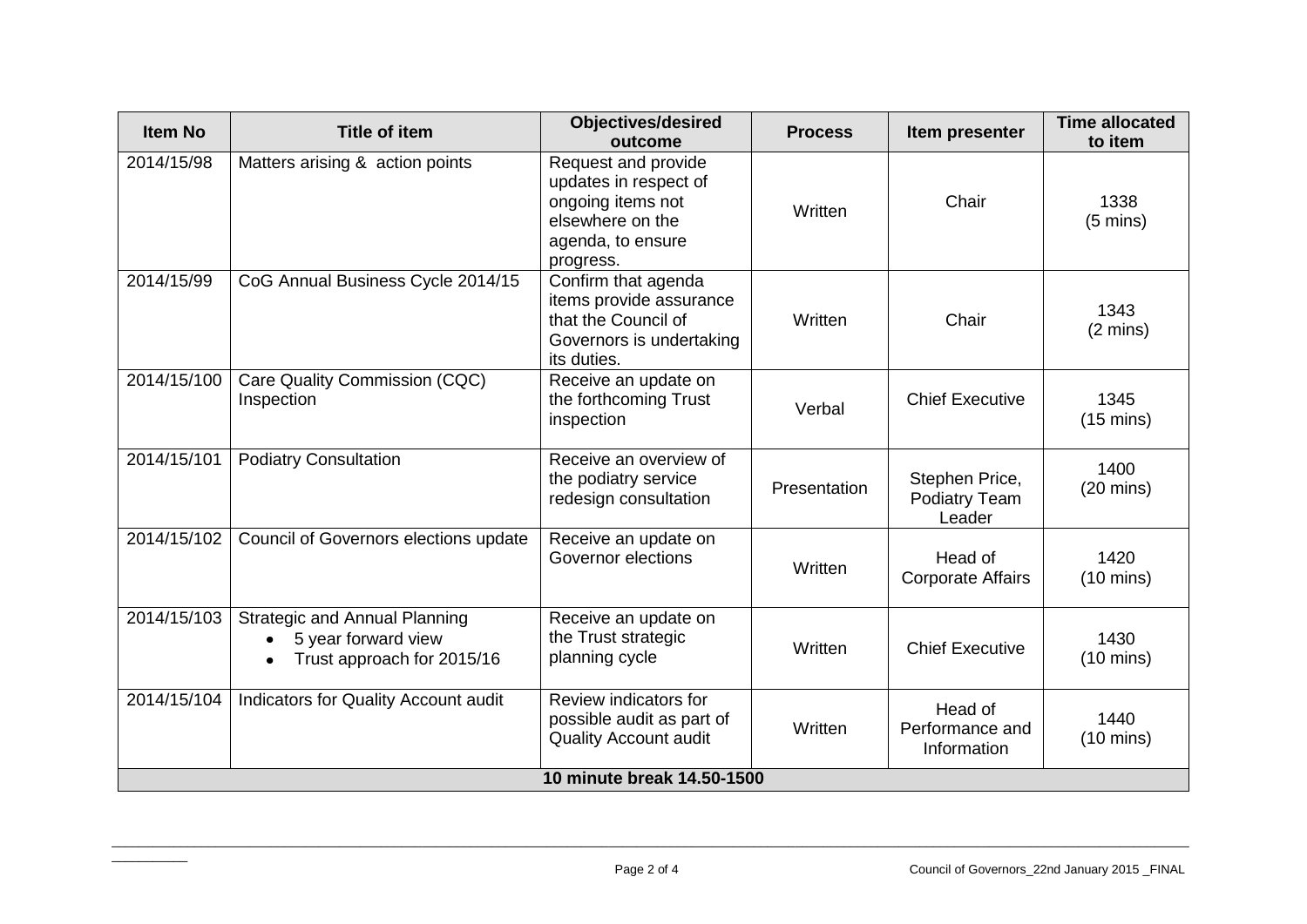| Item No | Title of item | Objectives/desired outcome | Process | Item presenter | Time allocated to item |
|---|---|---|---|---|---|
| 2014/15/98 | Matters arising & action points | Request and provide updates in respect of ongoing items not elsewhere on the agenda, to ensure progress. | Written | Chair | 1338 (5 mins) |
| 2014/15/99 | CoG Annual Business Cycle 2014/15 | Confirm that agenda items provide assurance that the Council of Governors is undertaking its duties. | Written | Chair | 1343 (2 mins) |
| 2014/15/100 | Care Quality Commission (CQC) Inspection | Receive an update on the forthcoming Trust inspection | Verbal | Chief Executive | 1345 (15 mins) |
| 2014/15/101 | Podiatry Consultation | Receive an overview of the podiatry service redesign consultation | Presentation | Stephen Price, Podiatry Team Leader | 1400 (20 mins) |
| 2014/15/102 | Council of Governors elections update | Receive an update on Governor elections | Written | Head of Corporate Affairs | 1420 (10 mins) |
| 2014/15/103 | Strategic and Annual Planning<br>• 5 year forward view<br>• Trust approach for 2015/16 | Receive an update on the Trust strategic planning cycle | Written | Chief Executive | 1430 (10 mins) |
| 2014/15/104 | Indicators for Quality Account audit | Review indicators for possible audit as part of Quality Account audit | Written | Head of Performance and Information | 1440 (10 mins) |
| **10 minute break 14.50-1500** | | | | | |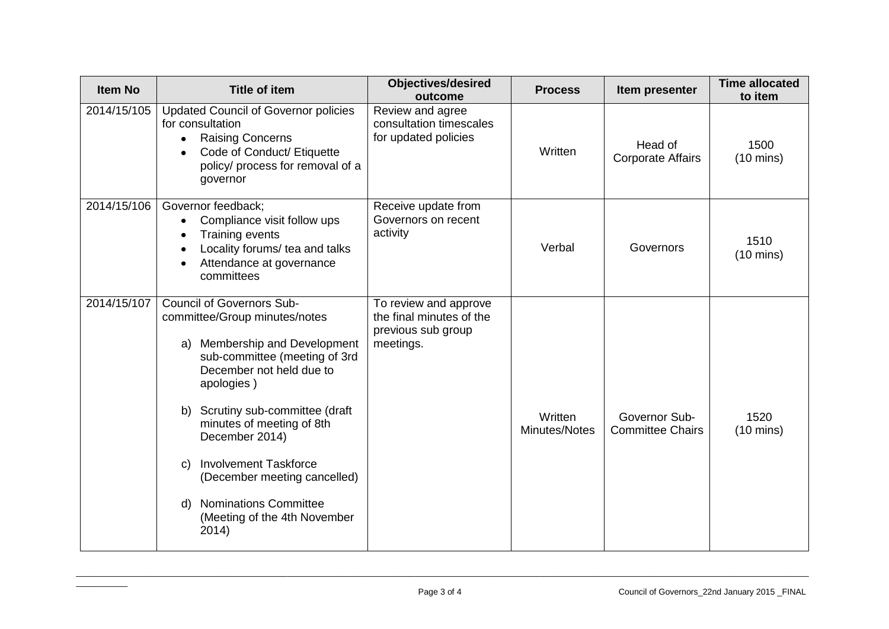| Item No | Title of item | Objectives/desired outcome | Process | Item presenter | Time allocated to item |
|---|---|---|---|---|---|
| 2014/15/105 | Updated Council of Governor policies for consultation<br>• Raising Concerns<br>• Code of Conduct/ Etiquette policy/ process for removal of a governor | Review and agree consultation timescales for updated policies | Written | Head of Corporate Affairs | 1500 (10 mins) |
| 2014/15/106 | Governor feedback;<br>• Compliance visit follow ups<br>• Training events<br>• Locality forums/ tea and talks<br>• Attendance at governance committees | Receive update from Governors on recent activity | Verbal | Governors | 1510 (10 mins) |
| 2014/15/107 | Council of Governors Sub-committee/Group minutes/notes<br>a) Membership and Development sub-committee (meeting of 3rd December not held due to apologies )<br>b) Scrutiny sub-committee (draft minutes of meeting of 8th December 2014)<br>c) Involvement Taskforce (December meeting cancelled)<br>d) Nominations Committee (Meeting of the 4th November 2014) | To review and approve the final minutes of the previous sub group meetings. | Written Minutes/Notes | Governor Sub-Committee Chairs | 1520 (10 mins) |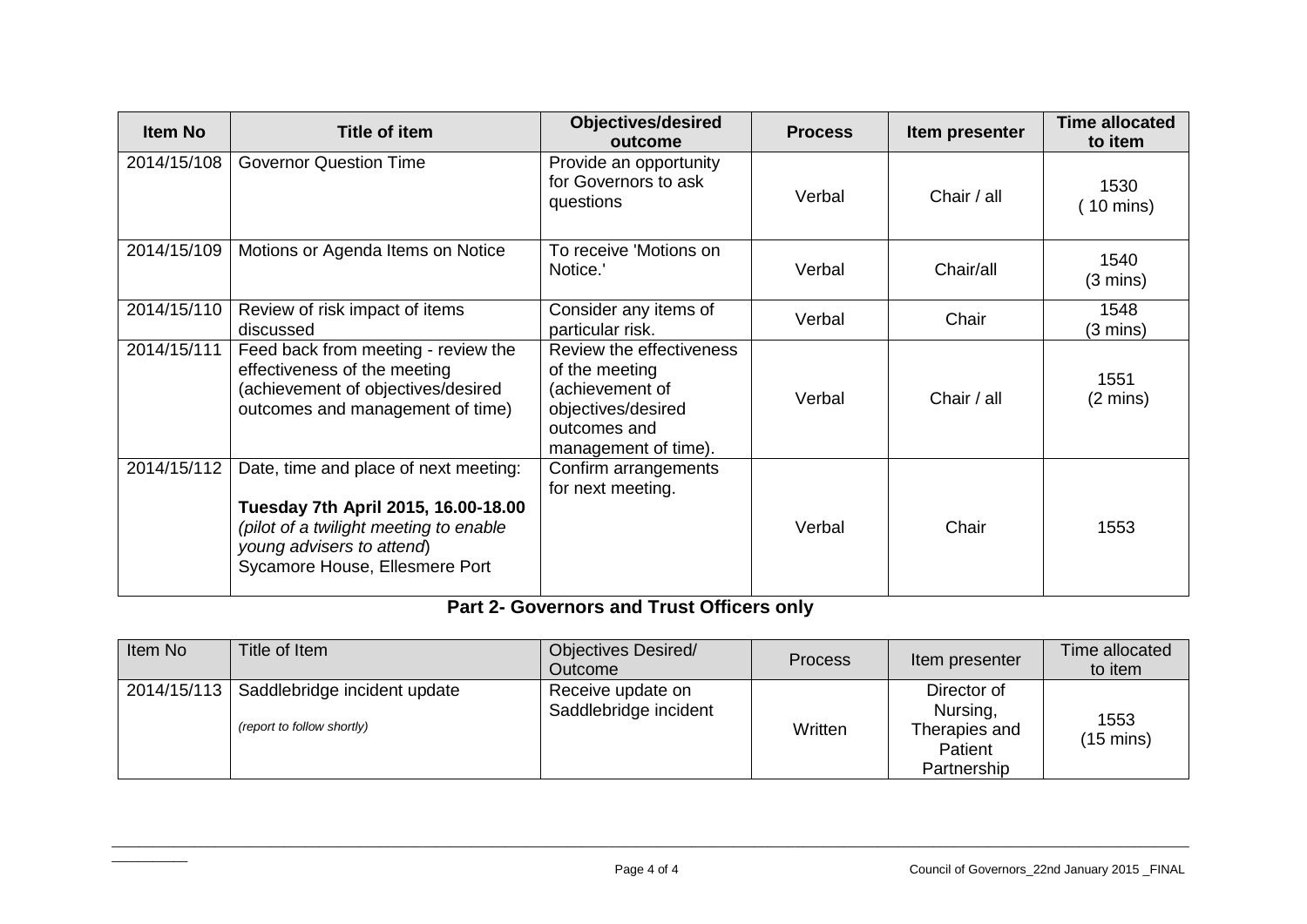| Item No | Title of item | Objectives/desired outcome | Process | Item presenter | Time allocated to item |
|---|---|---|---|---|---|
| 2014/15/108 | Governor Question Time | Provide an opportunity for Governors to ask questions | Verbal | Chair / all | 1530 ( 10 mins) |
| 2014/15/109 | Motions or Agenda Items on Notice | To receive 'Motions on Notice.' | Verbal | Chair/all | 1540 (3 mins) |
| 2014/15/110 | Review of risk impact of items discussed | Consider any items of particular risk. | Verbal | Chair | 1548 (3 mins) |
| 2014/15/111 | Feed back from meeting - review the effectiveness of the meeting (achievement of objectives/desired outcomes and management of time) | Review the effectiveness of the meeting (achievement of objectives/desired outcomes and management of time). | Verbal | Chair / all | 1551 (2 mins) |
| 2014/15/112 | Date, time and place of next meeting: **Tuesday 7th April 2015, 16.00-18.00** *(pilot of a twilight meeting to enable young advisers to attend)* Sycamore House, Ellesmere Port | Confirm arrangements for next meeting. | Verbal | Chair | 1553 |

## Part 2- Governors and Trust Officers only

| Item No | Title of Item | Objectives Desired/ Outcome | Process | Item presenter | Time allocated to item |
|---|---|---|---|---|---|
| 2014/15/113 | Saddlebridge incident update *(report to follow shortly)* | Receive update on Saddlebridge incident | Written | Director of Nursing, Therapies and Patient Partnership | 1553 (15 mins) |